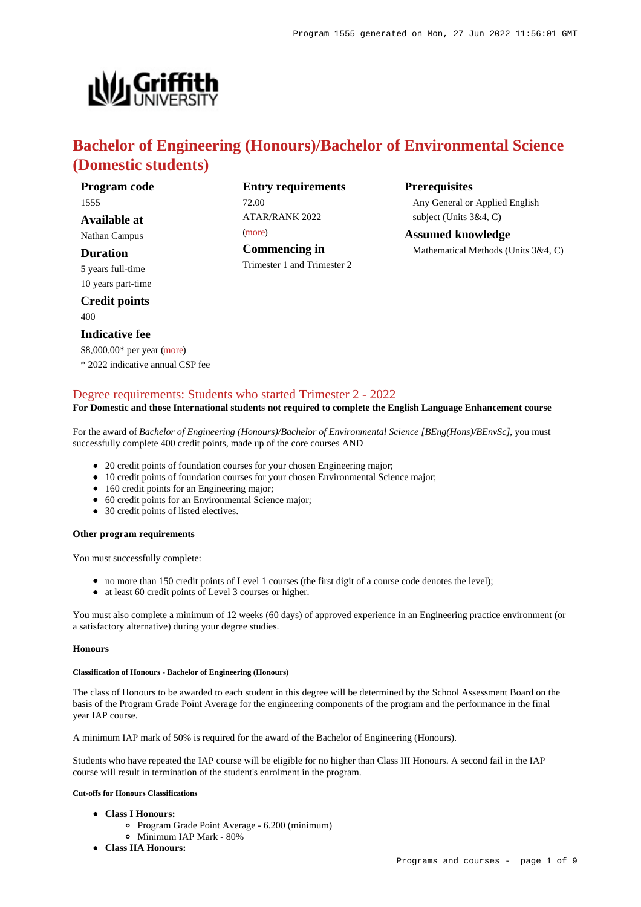# Bachelor of Engineering (Honours)/Bachelor of Environmental Science (Domestic students)

**Program code**
1555

**Available at**
Nathan Campus

**Duration**
5 years full-time
10 years part-time

**Credit points**
400

**Indicative fee**
$8,000.00* per year (more)
* 2022 indicative annual CSP fee

**Entry requirements**
72.00
ATAR/RANK 2022
(more)

**Commencing in**
Trimester 1 and Trimester 2

**Prerequisites**
Any General or Applied English subject (Units 3&4, C)

**Assumed knowledge**
Mathematical Methods (Units 3&4, C)

## Degree requirements: Students who started Trimester 2 - 2022

**For Domestic and those International students not required to complete the English Language Enhancement course**

For the award of *Bachelor of Engineering (Honours)/Bachelor of Environmental Science [BEng(Hons)/BEnvSc]*, you must successfully complete 400 credit points, made up of the core courses AND

- 20 credit points of foundation courses for your chosen Engineering major;
- 10 credit points of foundation courses for your chosen Environmental Science major;
- 160 credit points for an Engineering major;
- 60 credit points for an Environmental Science major;
- 30 credit points of listed electives.

#### Other program requirements

You must successfully complete:

- no more than 150 credit points of Level 1 courses (the first digit of a course code denotes the level);
- at least 60 credit points of Level 3 courses or higher.

You must also complete a minimum of 12 weeks (60 days) of approved experience in an Engineering practice environment (or a satisfactory alternative) during your degree studies.

#### Honours

##### Classification of Honours - Bachelor of Engineering (Honours)

The class of Honours to be awarded to each student in this degree will be determined by the School Assessment Board on the basis of the Program Grade Point Average for the engineering components of the program and the performance in the final year IAP course.

A minimum IAP mark of 50% is required for the award of the Bachelor of Engineering (Honours).

Students who have repeated the IAP course will be eligible for no higher than Class III Honours. A second fail in the IAP course will result in termination of the student's enrolment in the program.

##### Cut-offs for Honours Classifications

- **Class I Honours:**
  - Program Grade Point Average - 6.200 (minimum)
  - Minimum IAP Mark - 80%
- **Class IIA Honours:**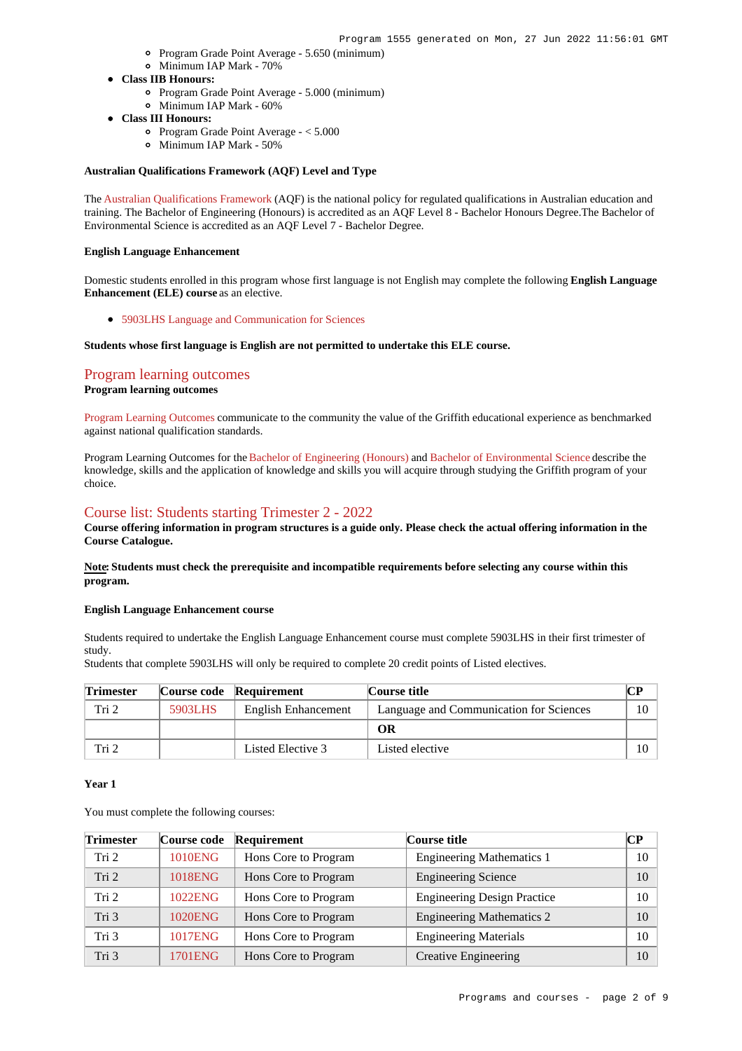- Program Grade Point Average - 5.650 (minimum)
  - Minimum IAP Mark - 70%
- **Class IIB Honours:**
  - Program Grade Point Average - 5.000 (minimum)
  - Minimum IAP Mark - 60%
- **Class III Honours:**
  - Program Grade Point Average - < 5.000
  - Minimum IAP Mark - 50%

#### Australian Qualifications Framework (AQF) Level and Type

The Australian Qualifications Framework (AQF) is the national policy for regulated qualifications in Australian education and training. The Bachelor of Engineering (Honours) is accredited as an AQF Level 8 - Bachelor Honours Degree.The Bachelor of Environmental Science is accredited as an AQF Level 7 - Bachelor Degree.

#### English Language Enhancement

Domestic students enrolled in this program whose first language is not English may complete the following **English Language Enhancement (ELE) course** as an elective.

- 5903LHS Language and Communication for Sciences

**Students whose first language is English are not permitted to undertake this ELE course.**

## Program learning outcomes

**Program learning outcomes**

Program Learning Outcomes communicate to the community the value of the Griffith educational experience as benchmarked against national qualification standards.

Program Learning Outcomes for the Bachelor of Engineering (Honours) and Bachelor of Environmental Science describe the knowledge, skills and the application of knowledge and skills you will acquire through studying the Griffith program of your choice.

## Course list: Students starting Trimester 2 - 2022

**Course offering information in program structures is a guide only. Please check the actual offering information in the Course Catalogue.**

**Note: Students must check the prerequisite and incompatible requirements before selecting any course within this program.**

#### English Language Enhancement course

Students required to undertake the English Language Enhancement course must complete 5903LHS in their first trimester of study.
Students that complete 5903LHS will only be required to complete 20 credit points of Listed electives.

| Trimester | Course code | Requirement | Course title | CP |
|---|---|---|---|---|
| Tri 2 | 5903LHS | English Enhancement | Language and Communication for Sciences | 10 |
| | | | **OR** | |
| Tri 2 | | Listed Elective 3 | Listed elective | 10 |

#### Year 1

You must complete the following courses:

| Trimester | Course code | Requirement | Course title | CP |
|---|---|---|---|---|
| Tri 2 | 1010ENG | Hons Core to Program | Engineering Mathematics 1 | 10 |
| Tri 2 | 1018ENG | Hons Core to Program | Engineering Science | 10 |
| Tri 2 | 1022ENG | Hons Core to Program | Engineering Design Practice | 10 |
| Tri 3 | 1020ENG | Hons Core to Program | Engineering Mathematics 2 | 10 |
| Tri 3 | 1017ENG | Hons Core to Program | Engineering Materials | 10 |
| Tri 3 | 1701ENG | Hons Core to Program | Creative Engineering | 10 |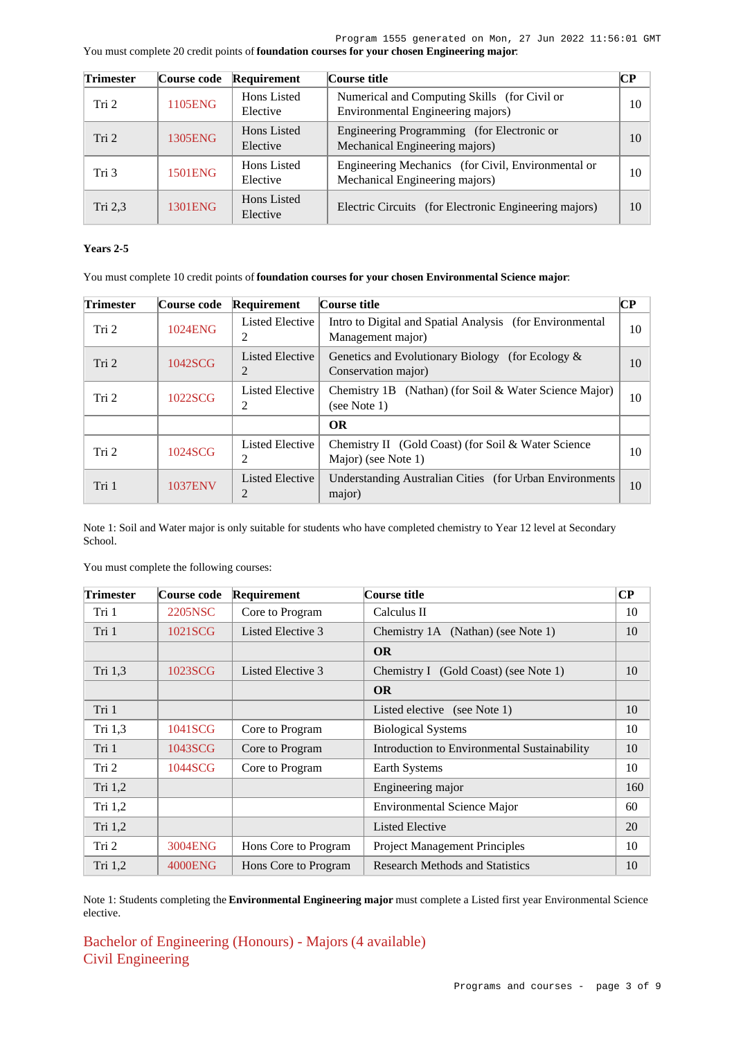You must complete 20 credit points of **foundation courses for your chosen Engineering major**:

| Trimester | Course code | Requirement | Course title | CP |
|---|---|---|---|---|
| Tri 2 | 1105ENG | Hons Listed Elective | Numerical and Computing Skills (for Civil or Environmental Engineering majors) | 10 |
| Tri 2 | 1305ENG | Hons Listed Elective | Engineering Programming (for Electronic or Mechanical Engineering majors) | 10 |
| Tri 3 | 1501ENG | Hons Listed Elective | Engineering Mechanics (for Civil, Environmental or Mechanical Engineering majors) | 10 |
| Tri 2,3 | 1301ENG | Hons Listed Elective | Electric Circuits (for Electronic Engineering majors) | 10 |

**Years 2-5**

You must complete 10 credit points of **foundation courses for your chosen Environmental Science major**:

| Trimester | Course code | Requirement | Course title | CP |
|---|---|---|---|---|
| Tri 2 | 1024ENG | Listed Elective 2 | Intro to Digital and Spatial Analysis (for Environmental Management major) | 10 |
| Tri 2 | 1042SCG | Listed Elective 2 | Genetics and Evolutionary Biology (for Ecology & Conservation major) | 10 |
| Tri 2 | 1022SCG | Listed Elective 2 | Chemistry 1B (Nathan) (for Soil & Water Science Major) (see Note 1) | 10 |
| | | | **OR** | |
| Tri 2 | 1024SCG | Listed Elective 2 | Chemistry II (Gold Coast) (for Soil & Water Science Major) (see Note 1) | 10 |
| Tri 1 | 1037ENV | Listed Elective 2 | Understanding Australian Cities (for Urban Environments major) | 10 |

Note 1: Soil and Water major is only suitable for students who have completed chemistry to Year 12 level at Secondary School.

You must complete the following courses:

| Trimester | Course code | Requirement | Course title | CP |
|---|---|---|---|---|
| Tri 1 | 2205NSC | Core to Program | Calculus II | 10 |
| Tri 1 | 1021SCG | Listed Elective 3 | Chemistry 1A (Nathan) (see Note 1) | 10 |
| | | | **OR** | |
| Tri 1,3 | 1023SCG | Listed Elective 3 | Chemistry I (Gold Coast) (see Note 1) | 10 |
| | | | **OR** | |
| Tri 1 | | | Listed elective (see Note 1) | 10 |
| Tri 1,3 | 1041SCG | Core to Program | Biological Systems | 10 |
| Tri 1 | 1043SCG | Core to Program | Introduction to Environmental Sustainability | 10 |
| Tri 2 | 1044SCG | Core to Program | Earth Systems | 10 |
| Tri 1,2 | | | Engineering major | 160 |
| Tri 1,2 | | | Environmental Science Major | 60 |
| Tri 1,2 | | | Listed Elective | 20 |
| Tri 2 | 3004ENG | Hons Core to Program | Project Management Principles | 10 |
| Tri 1,2 | 4000ENG | Hons Core to Program | Research Methods and Statistics | 10 |

Note 1: Students completing the **Environmental Engineering major** must complete a Listed first year Environmental Science elective.

## Bachelor of Engineering (Honours) - Majors (4 available)

## Civil Engineering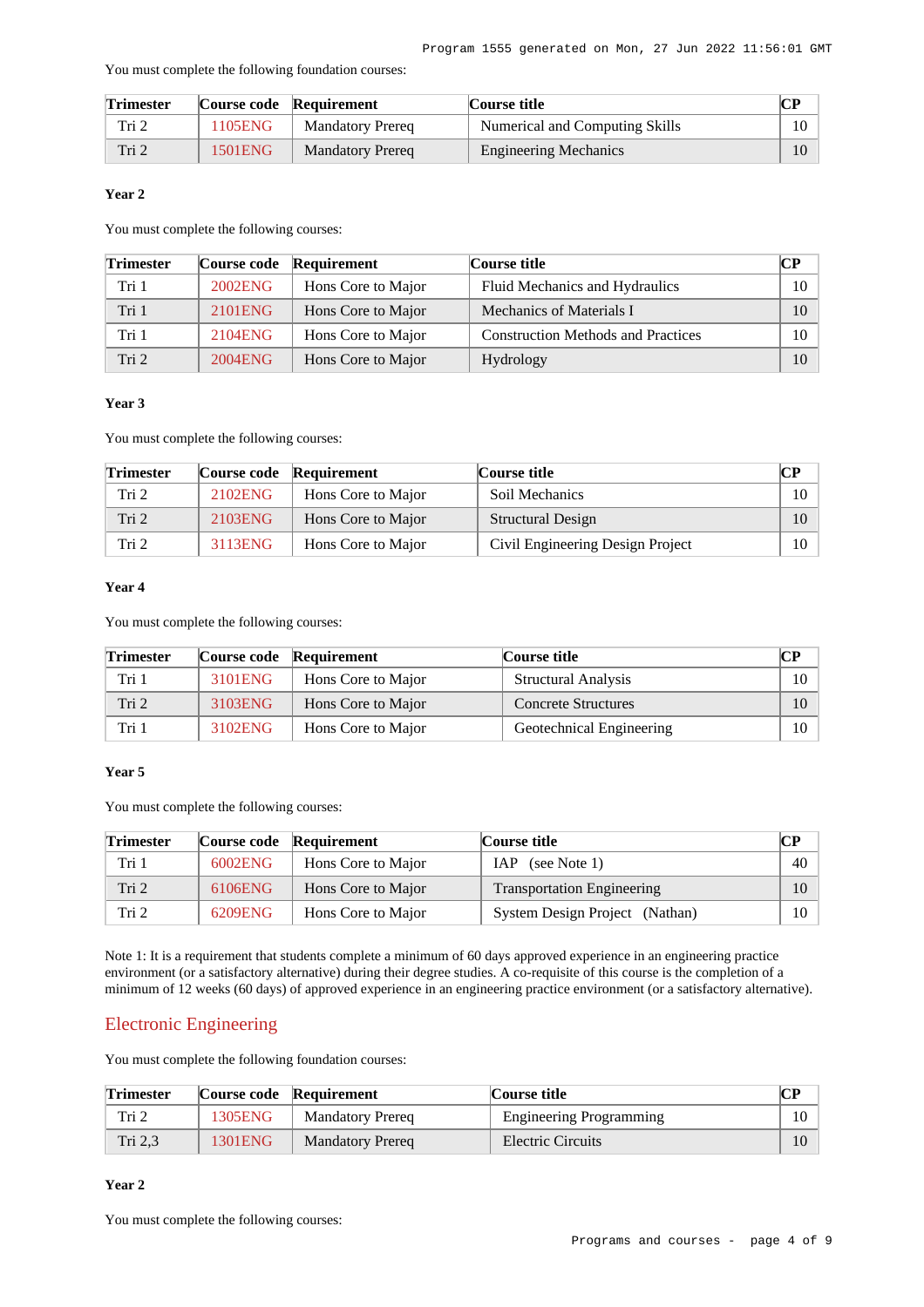You must complete the following foundation courses:

| Trimester | Course code | Requirement | Course title | CP |
| --- | --- | --- | --- | --- |
| Tri 2 | 1105ENG | Mandatory Prereq | Numerical and Computing Skills | 10 |
| Tri 2 | 1501ENG | Mandatory Prereq | Engineering Mechanics | 10 |

#### Year 2

You must complete the following courses:

| Trimester | Course code | Requirement | Course title | CP |
| --- | --- | --- | --- | --- |
| Tri 1 | 2002ENG | Hons Core to Major | Fluid Mechanics and Hydraulics | 10 |
| Tri 1 | 2101ENG | Hons Core to Major | Mechanics of Materials I | 10 |
| Tri 1 | 2104ENG | Hons Core to Major | Construction Methods and Practices | 10 |
| Tri 2 | 2004ENG | Hons Core to Major | Hydrology | 10 |

#### Year 3

You must complete the following courses:

| Trimester | Course code | Requirement | Course title | CP |
| --- | --- | --- | --- | --- |
| Tri 2 | 2102ENG | Hons Core to Major | Soil Mechanics | 10 |
| Tri 2 | 2103ENG | Hons Core to Major | Structural Design | 10 |
| Tri 2 | 3113ENG | Hons Core to Major | Civil Engineering Design Project | 10 |

#### Year 4

You must complete the following courses:

| Trimester | Course code | Requirement | Course title | CP |
| --- | --- | --- | --- | --- |
| Tri 1 | 3101ENG | Hons Core to Major | Structural Analysis | 10 |
| Tri 2 | 3103ENG | Hons Core to Major | Concrete Structures | 10 |
| Tri 1 | 3102ENG | Hons Core to Major | Geotechnical Engineering | 10 |

#### Year 5

You must complete the following courses:

| Trimester | Course code | Requirement | Course title | CP |
| --- | --- | --- | --- | --- |
| Tri 1 | 6002ENG | Hons Core to Major | IAP (see Note 1) | 40 |
| Tri 2 | 6106ENG | Hons Core to Major | Transportation Engineering | 10 |
| Tri 2 | 6209ENG | Hons Core to Major | System Design Project (Nathan) | 10 |

Note 1: It is a requirement that students complete a minimum of 60 days approved experience in an engineering practice environment (or a satisfactory alternative) during their degree studies. A co-requisite of this course is the completion of a minimum of 12 weeks (60 days) of approved experience in an engineering practice environment (or a satisfactory alternative).

## Electronic Engineering

You must complete the following foundation courses:

| Trimester | Course code | Requirement | Course title | CP |
| --- | --- | --- | --- | --- |
| Tri 2 | 1305ENG | Mandatory Prereq | Engineering Programming | 10 |
| Tri 2,3 | 1301ENG | Mandatory Prereq | Electric Circuits | 10 |

#### Year 2

You must complete the following courses: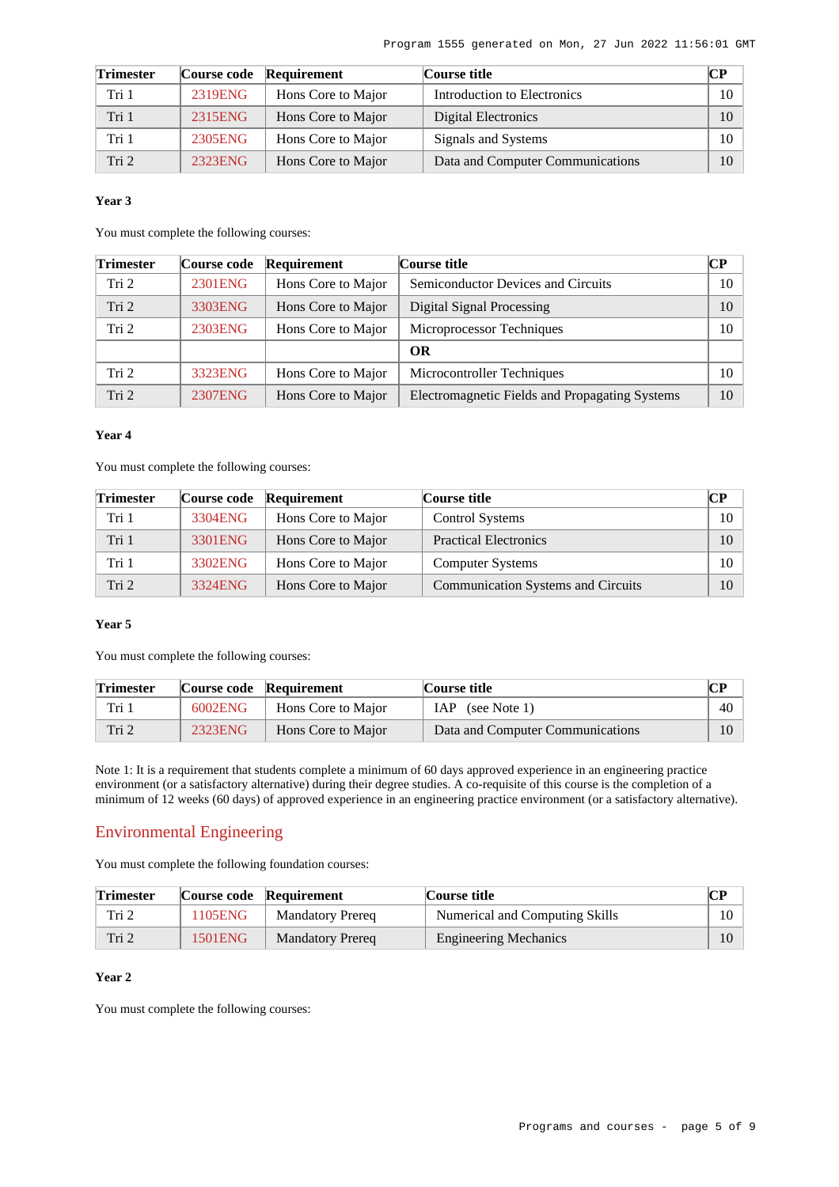| Trimester | Course code | Requirement | Course title | CP |
|---|---|---|---|---|
| Tri 1 | 2319ENG | Hons Core to Major | Introduction to Electronics | 10 |
| Tri 1 | 2315ENG | Hons Core to Major | Digital Electronics | 10 |
| Tri 1 | 2305ENG | Hons Core to Major | Signals and Systems | 10 |
| Tri 2 | 2323ENG | Hons Core to Major | Data and Computer Communications | 10 |

**Year 3**

You must complete the following courses:

| Trimester | Course code | Requirement | Course title | CP |
|---|---|---|---|---|
| Tri 2 | 2301ENG | Hons Core to Major | Semiconductor Devices and Circuits | 10 |
| Tri 2 | 3303ENG | Hons Core to Major | Digital Signal Processing | 10 |
| Tri 2 | 2303ENG | Hons Core to Major | Microprocessor Techniques | 10 |
| | | | **OR** | |
| Tri 2 | 3323ENG | Hons Core to Major | Microcontroller Techniques | 10 |
| Tri 2 | 2307ENG | Hons Core to Major | Electromagnetic Fields and Propagating Systems | 10 |

**Year 4**

You must complete the following courses:

| Trimester | Course code | Requirement | Course title | CP |
|---|---|---|---|---|
| Tri 1 | 3304ENG | Hons Core to Major | Control Systems | 10 |
| Tri 1 | 3301ENG | Hons Core to Major | Practical Electronics | 10 |
| Tri 1 | 3302ENG | Hons Core to Major | Computer Systems | 10 |
| Tri 2 | 3324ENG | Hons Core to Major | Communication Systems and Circuits | 10 |

**Year 5**

You must complete the following courses:

| Trimester | Course code | Requirement | Course title | CP |
|---|---|---|---|---|
| Tri 1 | 6002ENG | Hons Core to Major | IAP (see Note 1) | 40 |
| Tri 2 | 2323ENG | Hons Core to Major | Data and Computer Communications | 10 |

Note 1: It is a requirement that students complete a minimum of 60 days approved experience in an engineering practice environment (or a satisfactory alternative) during their degree studies. A co-requisite of this course is the completion of a minimum of 12 weeks (60 days) of approved experience in an engineering practice environment (or a satisfactory alternative).

## Environmental Engineering

You must complete the following foundation courses:

| Trimester | Course code | Requirement | Course title | CP |
|---|---|---|---|---|
| Tri 2 | 1105ENG | Mandatory Prereq | Numerical and Computing Skills | 10 |
| Tri 2 | 1501ENG | Mandatory Prereq | Engineering Mechanics | 10 |

**Year 2**

You must complete the following courses: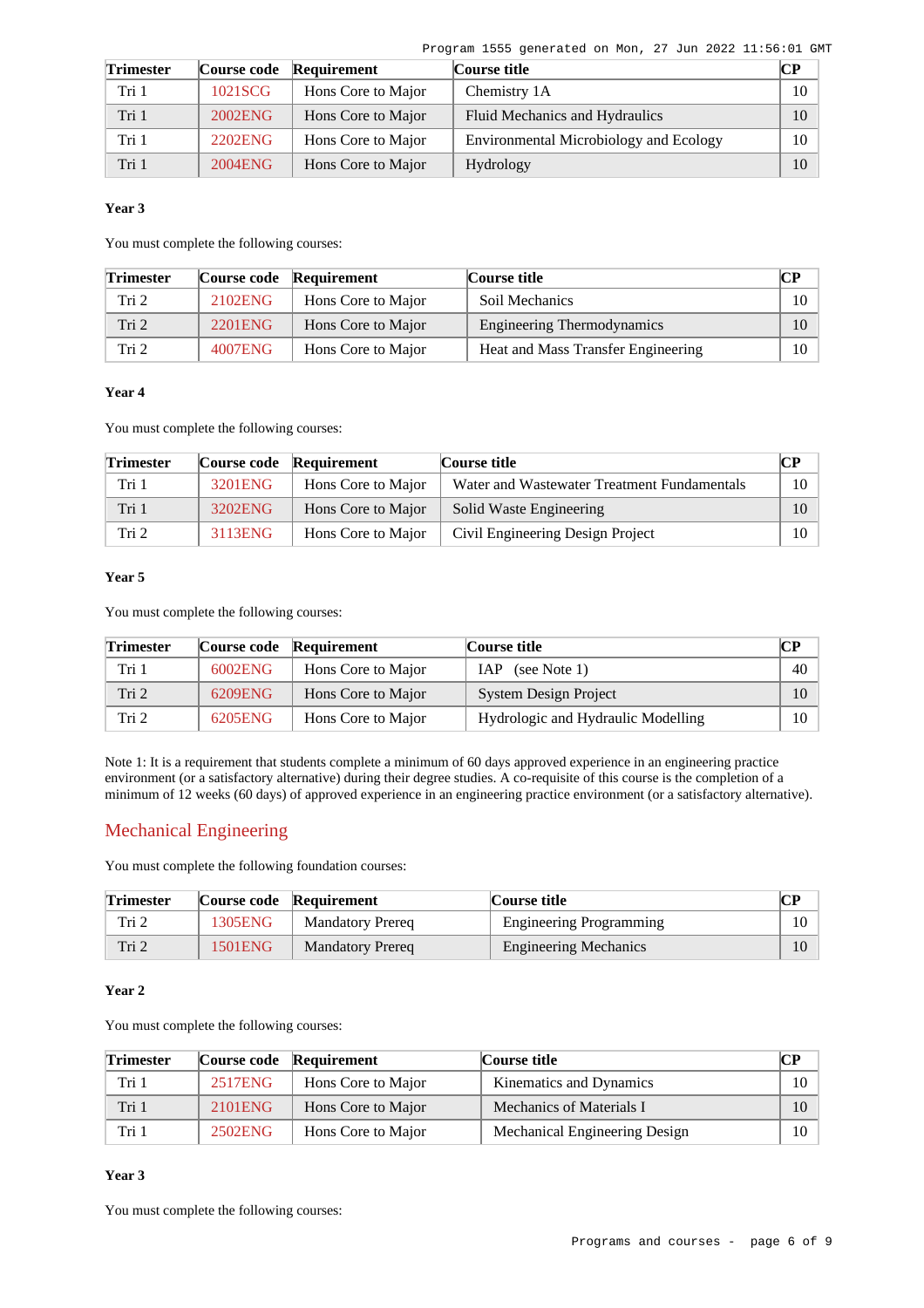| Trimester | Course code | Requirement | Course title | CP |
|---|---|---|---|---|
| Tri 1 | 1021SCG | Hons Core to Major | Chemistry 1A | 10 |
| Tri 1 | 2002ENG | Hons Core to Major | Fluid Mechanics and Hydraulics | 10 |
| Tri 1 | 2202ENG | Hons Core to Major | Environmental Microbiology and Ecology | 10 |
| Tri 1 | 2004ENG | Hons Core to Major | Hydrology | 10 |

**Year 3**

You must complete the following courses:

| Trimester | Course code | Requirement | Course title | CP |
|---|---|---|---|---|
| Tri 2 | 2102ENG | Hons Core to Major | Soil Mechanics | 10 |
| Tri 2 | 2201ENG | Hons Core to Major | Engineering Thermodynamics | 10 |
| Tri 2 | 4007ENG | Hons Core to Major | Heat and Mass Transfer Engineering | 10 |

**Year 4**

You must complete the following courses:

| Trimester | Course code | Requirement | Course title | CP |
|---|---|---|---|---|
| Tri 1 | 3201ENG | Hons Core to Major | Water and Wastewater Treatment Fundamentals | 10 |
| Tri 1 | 3202ENG | Hons Core to Major | Solid Waste Engineering | 10 |
| Tri 2 | 3113ENG | Hons Core to Major | Civil Engineering Design Project | 10 |

**Year 5**

You must complete the following courses:

| Trimester | Course code | Requirement | Course title | CP |
|---|---|---|---|---|
| Tri 1 | 6002ENG | Hons Core to Major | IAP (see Note 1) | 40 |
| Tri 2 | 6209ENG | Hons Core to Major | System Design Project | 10 |
| Tri 2 | 6205ENG | Hons Core to Major | Hydrologic and Hydraulic Modelling | 10 |

Note 1: It is a requirement that students complete a minimum of 60 days approved experience in an engineering practice environment (or a satisfactory alternative) during their degree studies. A co-requisite of this course is the completion of a minimum of 12 weeks (60 days) of approved experience in an engineering practice environment (or a satisfactory alternative).

## Mechanical Engineering

You must complete the following foundation courses:

| Trimester | Course code | Requirement | Course title | CP |
|---|---|---|---|---|
| Tri 2 | 1305ENG | Mandatory Prereq | Engineering Programming | 10 |
| Tri 2 | 1501ENG | Mandatory Prereq | Engineering Mechanics | 10 |

**Year 2**

You must complete the following courses:

| Trimester | Course code | Requirement | Course title | CP |
|---|---|---|---|---|
| Tri 1 | 2517ENG | Hons Core to Major | Kinematics and Dynamics | 10 |
| Tri 1 | 2101ENG | Hons Core to Major | Mechanics of Materials I | 10 |
| Tri 1 | 2502ENG | Hons Core to Major | Mechanical Engineering Design | 10 |

**Year 3**

You must complete the following courses: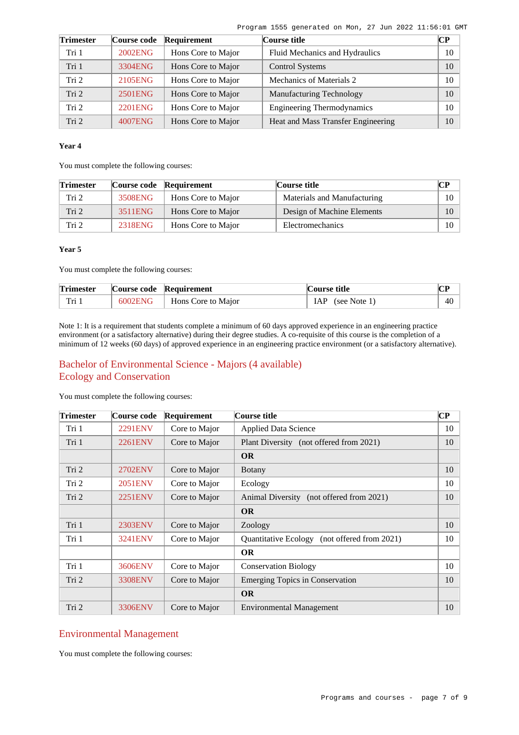| Trimester | Course code | Requirement | Course title | CP |
|---|---|---|---|---|
| Tri 1 | 2002ENG | Hons Core to Major | Fluid Mechanics and Hydraulics | 10 |
| Tri 1 | 3304ENG | Hons Core to Major | Control Systems | 10 |
| Tri 2 | 2105ENG | Hons Core to Major | Mechanics of Materials 2 | 10 |
| Tri 2 | 2501ENG | Hons Core to Major | Manufacturing Technology | 10 |
| Tri 2 | 2201ENG | Hons Core to Major | Engineering Thermodynamics | 10 |
| Tri 2 | 4007ENG | Hons Core to Major | Heat and Mass Transfer Engineering | 10 |

**Year 4**

You must complete the following courses:

| Trimester | Course code | Requirement | Course title | CP |
|---|---|---|---|---|
| Tri 2 | 3508ENG | Hons Core to Major | Materials and Manufacturing | 10 |
| Tri 2 | 3511ENG | Hons Core to Major | Design of Machine Elements | 10 |
| Tri 2 | 2318ENG | Hons Core to Major | Electromechanics | 10 |

**Year 5**

You must complete the following courses:

| Trimester | Course code | Requirement | Course title | CP |
|---|---|---|---|---|
| Tri 1 | 6002ENG | Hons Core to Major | IAP (see Note 1) | 40 |

Note 1: It is a requirement that students complete a minimum of 60 days approved experience in an engineering practice environment (or a satisfactory alternative) during their degree studies. A co-requisite of this course is the completion of a minimum of 12 weeks (60 days) of approved experience in an engineering practice environment (or a satisfactory alternative).

## Bachelor of Environmental Science - Majors (4 available)
## Ecology and Conservation

You must complete the following courses:

| Trimester | Course code | Requirement | Course title | CP |
|---|---|---|---|---|
| Tri 1 | 2291ENV | Core to Major | Applied Data Science | 10 |
| Tri 1 | 2261ENV | Core to Major | Plant Diversity (not offered from 2021) | 10 |
| | | | **OR** | |
| Tri 2 | 2702ENV | Core to Major | Botany | 10 |
| Tri 2 | 2051ENV | Core to Major | Ecology | 10 |
| Tri 2 | 2251ENV | Core to Major | Animal Diversity (not offered from 2021) | 10 |
| | | | **OR** | |
| Tri 1 | 2303ENV | Core to Major | Zoology | 10 |
| Tri 1 | 3241ENV | Core to Major | Quantitative Ecology (not offered from 2021) | 10 |
| | | | **OR** | |
| Tri 1 | 3606ENV | Core to Major | Conservation Biology | 10 |
| Tri 2 | 3308ENV | Core to Major | Emerging Topics in Conservation | 10 |
| | | | **OR** | |
| Tri 2 | 3306ENV | Core to Major | Environmental Management | 10 |

## Environmental Management

You must complete the following courses: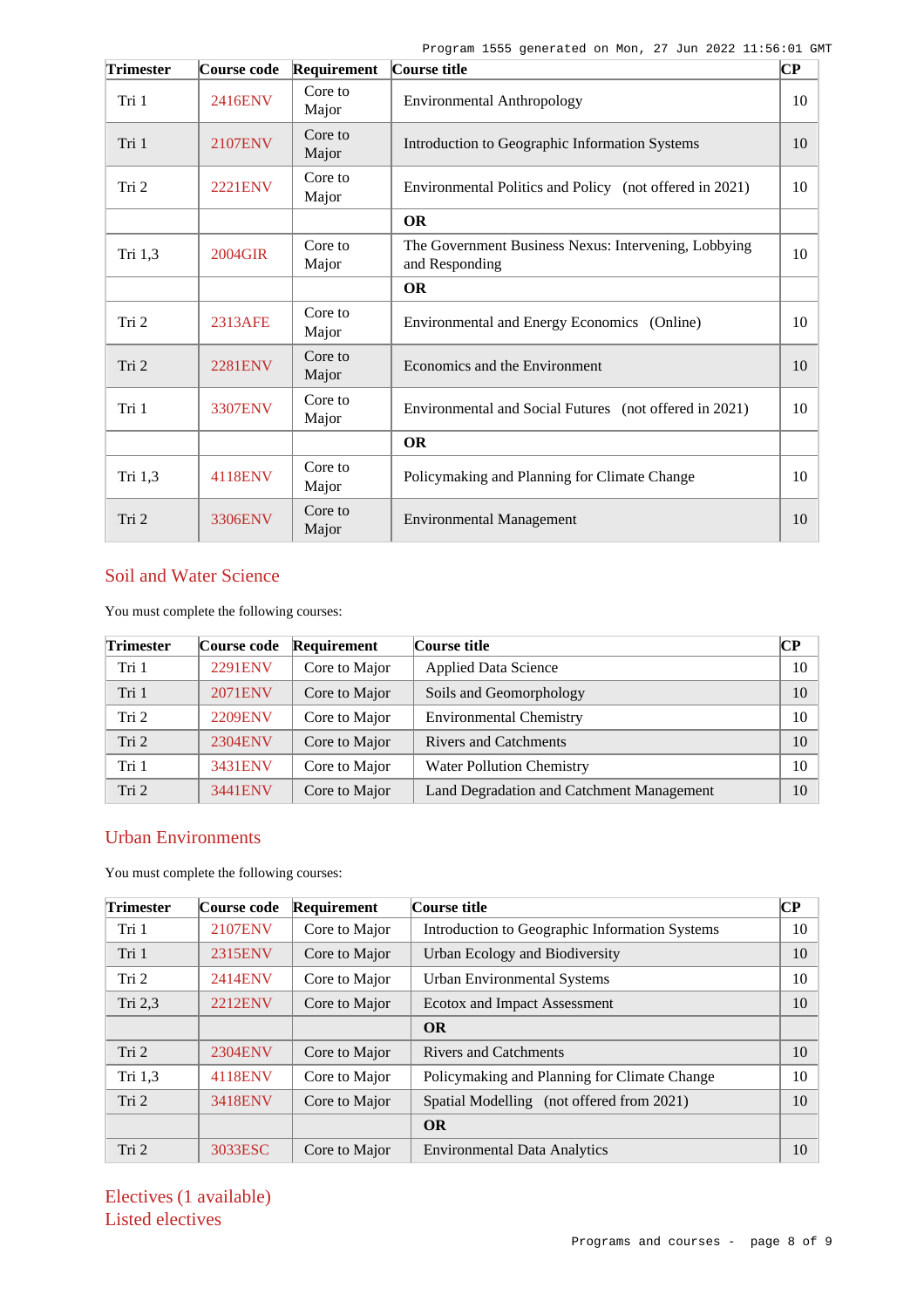| Trimester | Course code | Requirement | Course title | CP |
|---|---|---|---|---|
| Tri 1 | 2416ENV | Core to Major | Environmental Anthropology | 10 |
| Tri 1 | 2107ENV | Core to Major | Introduction to Geographic Information Systems | 10 |
| Tri 2 | 2221ENV | Core to Major | Environmental Politics and Policy (not offered in 2021) | 10 |
| | | | **OR** | |
| Tri 1,3 | 2004GIR | Core to Major | The Government Business Nexus: Intervening, Lobbying and Responding | 10 |
| | | | **OR** | |
| Tri 2 | 2313AFE | Core to Major | Environmental and Energy Economics (Online) | 10 |
| Tri 2 | 2281ENV | Core to Major | Economics and the Environment | 10 |
| Tri 1 | 3307ENV | Core to Major | Environmental and Social Futures (not offered in 2021) | 10 |
| | | | **OR** | |
| Tri 1,3 | 4118ENV | Core to Major | Policymaking and Planning for Climate Change | 10 |
| Tri 2 | 3306ENV | Core to Major | Environmental Management | 10 |

## Soil and Water Science

You must complete the following courses:

| Trimester | Course code | Requirement | Course title | CP |
|---|---|---|---|---|
| Tri 1 | 2291ENV | Core to Major | Applied Data Science | 10 |
| Tri 1 | 2071ENV | Core to Major | Soils and Geomorphology | 10 |
| Tri 2 | 2209ENV | Core to Major | Environmental Chemistry | 10 |
| Tri 2 | 2304ENV | Core to Major | Rivers and Catchments | 10 |
| Tri 1 | 3431ENV | Core to Major | Water Pollution Chemistry | 10 |
| Tri 2 | 3441ENV | Core to Major | Land Degradation and Catchment Management | 10 |

## Urban Environments

You must complete the following courses:

| Trimester | Course code | Requirement | Course title | CP |
|---|---|---|---|---|
| Tri 1 | 2107ENV | Core to Major | Introduction to Geographic Information Systems | 10 |
| Tri 1 | 2315ENV | Core to Major | Urban Ecology and Biodiversity | 10 |
| Tri 2 | 2414ENV | Core to Major | Urban Environmental Systems | 10 |
| Tri 2,3 | 2212ENV | Core to Major | Ecotox and Impact Assessment | 10 |
| | | | **OR** | |
| Tri 2 | 2304ENV | Core to Major | Rivers and Catchments | 10 |
| Tri 1,3 | 4118ENV | Core to Major | Policymaking and Planning for Climate Change | 10 |
| Tri 2 | 3418ENV | Core to Major | Spatial Modelling (not offered from 2021) | 10 |
| | | | **OR** | |
| Tri 2 | 3033ESC | Core to Major | Environmental Data Analytics | 10 |

## Electives (1 available)

## Listed electives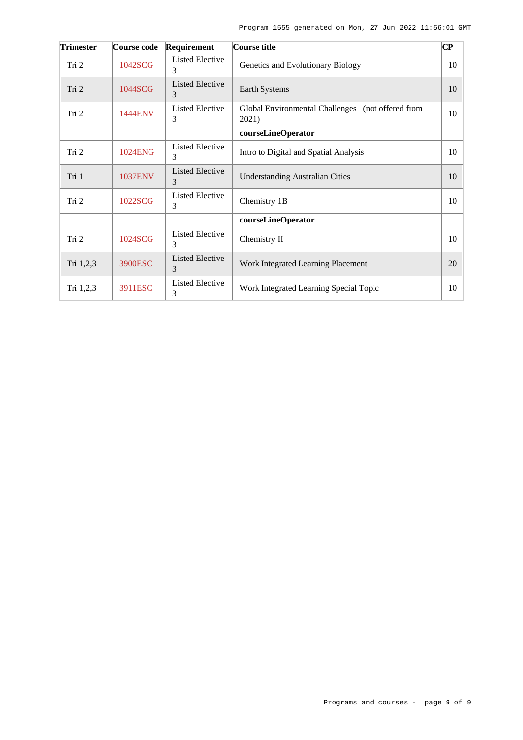| Trimester | Course code | Requirement | Course title | CP |
|---|---|---|---|---|
| Tri 2 | 1042SCG | Listed Elective 3 | Genetics and Evolutionary Biology | 10 |
| Tri 2 | 1044SCG | Listed Elective 3 | Earth Systems | 10 |
| Tri 2 | 1444ENV | Listed Elective 3 | Global Environmental Challenges (not offered from 2021) | 10 |
| | | | **courseLineOperator** | |
| Tri 2 | 1024ENG | Listed Elective 3 | Intro to Digital and Spatial Analysis | 10 |
| Tri 1 | 1037ENV | Listed Elective 3 | Understanding Australian Cities | 10 |
| Tri 2 | 1022SCG | Listed Elective 3 | Chemistry 1B | 10 |
| | | | **courseLineOperator** | |
| Tri 2 | 1024SCG | Listed Elective 3 | Chemistry II | 10 |
| Tri 1,2,3 | 3900ESC | Listed Elective 3 | Work Integrated Learning Placement | 20 |
| Tri 1,2,3 | 3911ESC | Listed Elective 3 | Work Integrated Learning Special Topic | 10 |